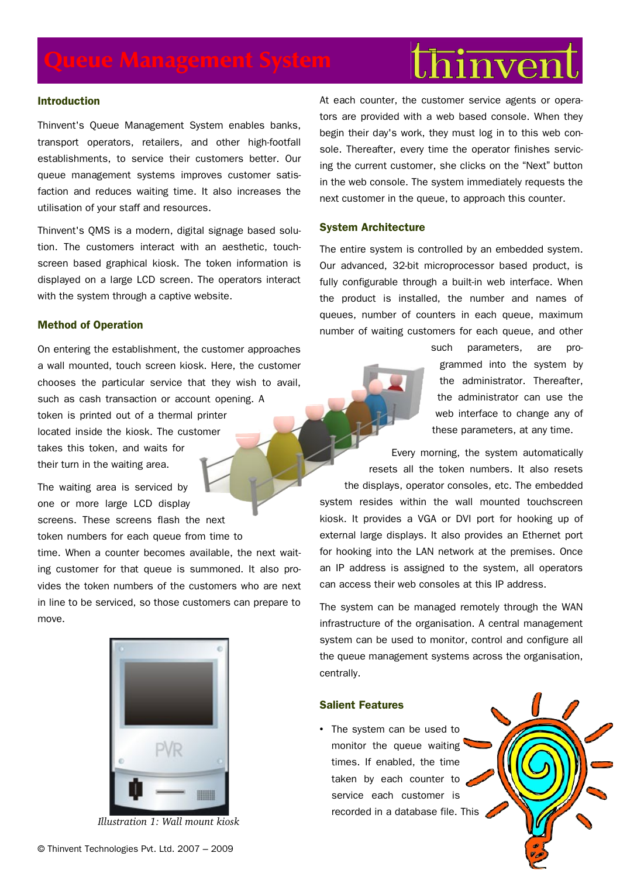# Queue Management System

thinvent

## Introduction

Thinvent's Queue Management System enables banks, transport operators, retailers, and other high-footfall establishments, to service their customers better. Our queue management systems improves customer satisfaction and reduces waiting time. It also increases the utilisation of your staff and resources.

Thinvent's QMS is a modern, digital signage based solution. The customers interact with an aesthetic, touch-screen based graphical kiosk. The token information is displayed on a large LCD screen. The operators interact with the system through a captive website.

## Method of Operation

On entering the establishment, the customer approaches a wall mounted, touch screen kiosk. Here, the customer chooses the particular service that they wish to avail, such as cash transaction or account opening. A token is printed out of a thermal printer located inside the kiosk. The customer takes this token, and waits for their turn in the waiting area.

The waiting area is serviced by one or more large LCD display screens. These screens flash the next token numbers for each queue from time to time. When a counter becomes available, the next waiting customer for that queue is summoned. It also provides the token numbers of the customers who are next in line to be serviced, so those customers can prepare to move.

*Illustration 1: Wall mount kiosk*

At each counter, the customer service agents or operators are provided with a web based console. When they begin their day's work, they must log in to this web console. Thereafter, every time the operator finishes servicing the current customer, she clicks on the "Next" button in the web console. The system immediately requests the next customer in the queue, to approach this counter.

## System Architecture

The entire system is controlled by an embedded system. Our advanced, 32-bit microprocessor based product, is fully configurable through a built-in web interface. When the product is installed, the number and names of queues, number of counters in each queue, maximum number of waiting customers for each queue, and other such parameters, are programmed into the system by the administrator. Thereafter, the administrator can use the web interface to change any of these parameters, at any time.

Every morning, the system automatically resets all the token numbers. It also resets the displays, operator consoles, etc. The embedded system resides within the wall mounted touchscreen kiosk. It provides a VGA or DVI port for hooking up of external large displays. It also provides an Ethernet port for hooking into the LAN network at the premises. Once an IP address is assigned to the system, all operators can access their web consoles at this IP address.

The system can be managed remotely through the WAN infrastructure of the organisation. A central management system can be used to monitor, control and configure all the queue management systems across the organisation, centrally.

## Salient Features

- The system can be used to monitor the queue waiting times. If enabled, the time taken by each counter to service each customer is recorded in a database file. This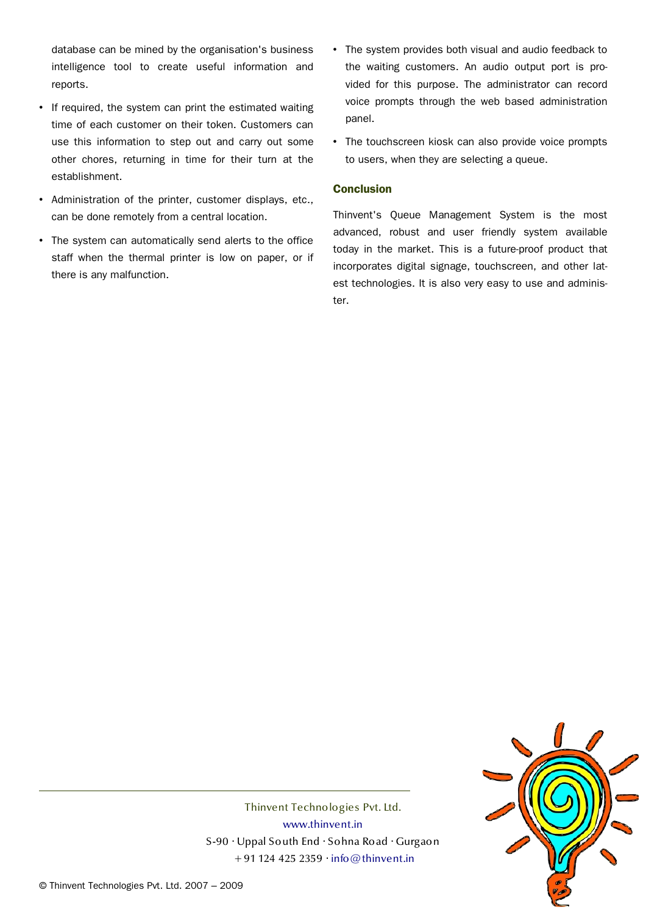database can be mined by the organisation's business intelligence tool to create useful information and reports.

- If required, the system can print the estimated waiting time of each customer on their token. Customers can use this information to step out and carry out some other chores, returning in time for their turn at the establishment.
- Administration of the printer, customer displays, etc., can be done remotely from a central location.
- The system can automatically send alerts to the office staff when the thermal printer is low on paper, or if there is any malfunction.
- The system provides both visual and audio feedback to the waiting customers. An audio output port is provided for this purpose. The administrator can record voice prompts through the web based administration panel.
- The touchscreen kiosk can also provide voice prompts to users, when they are selecting a queue.

## Conclusion

Thinvent's Queue Management System is the most advanced, robust and user friendly system available today in the market. This is a future-proof product that incorporates digital signage, touchscreen, and other latest technologies. It is also very easy to use and administer.

Thinvent Technologies Pvt. Ltd.
www.thinvent.in
S-90 · Uppal South End · Sohna Road · Gurgaon
+91 124 425 2359 · info@thinvent.in

© Thinvent Technologies Pvt. Ltd. 2007 – 2009